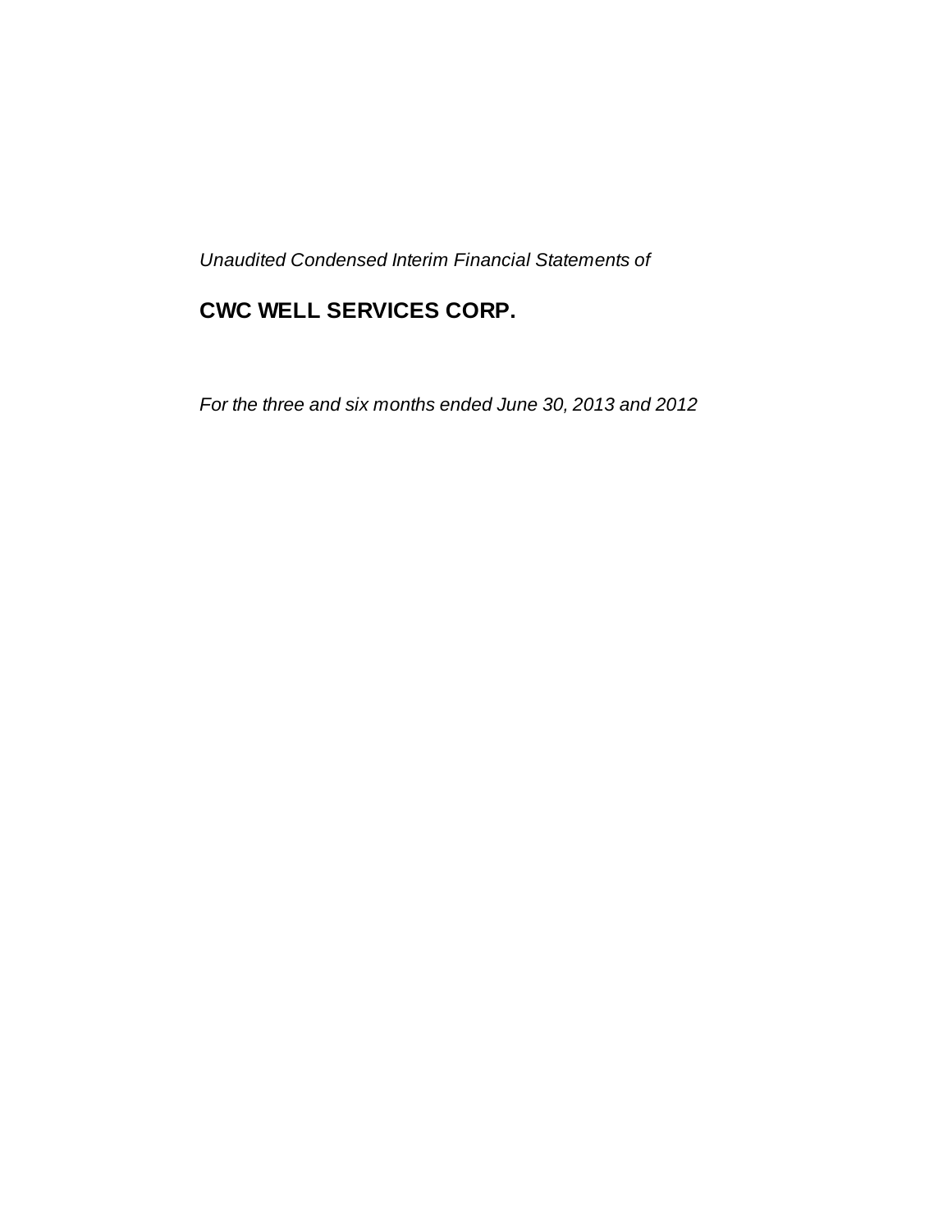*Unaudited Condensed Interim Financial Statements of*

# CWC WELL SERVICES CORP.

*For the three and six months ended June 30, 2013 and 2012*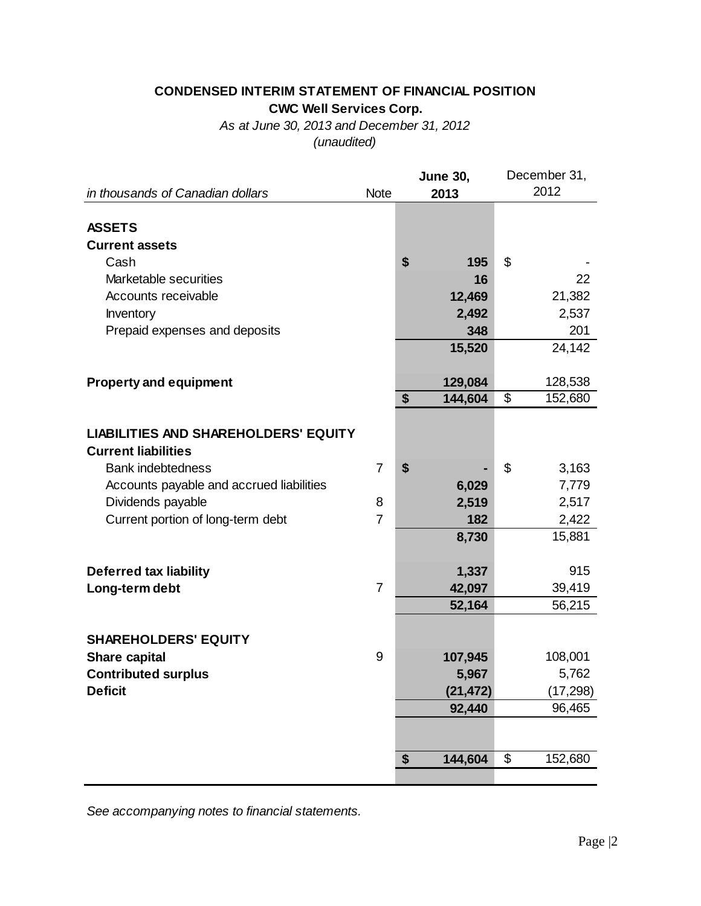# CONDENSED INTERIM STATEMENT OF FINANCIAL POSITION

**CWC Well Services Corp.**

*As at June 30, 2013 and December 31, 2012*

*(unaudited)*

| *in thousands of Canadian dollars* | Note | **June 30, 2013** | December 31, 2012 |
|---|---|---|---|
| **ASSETS** | | | |
| **Current assets** | | | |
| Cash | | **$ 195** | $ - |
| Marketable securities | | **16** | 22 |
| Accounts receivable | | **12,469** | 21,382 |
| Inventory | | **2,492** | 2,537 |
| Prepaid expenses and deposits | | **348** | 201 |
| | | **15,520** | 24,142 |
| **Property and equipment** | | **129,084** | 128,538 |
| | | **$ 144,604** | $ 152,680 |
| **LIABILITIES AND SHAREHOLDERS' EQUITY** | | | |
| **Current liabilities** | | | |
| Bank indebtedness | 7 | **$ -** | $ 3,163 |
| Accounts payable and accrued liabilities | | **6,029** | 7,779 |
| Dividends payable | 8 | **2,519** | 2,517 |
| Current portion of long-term debt | 7 | **182** | 2,422 |
| | | **8,730** | 15,881 |
| **Deferred tax liability** | | **1,337** | 915 |
| **Long-term debt** | 7 | **42,097** | 39,419 |
| | | **52,164** | 56,215 |
| **SHAREHOLDERS' EQUITY** | | | |
| **Share capital** | 9 | **107,945** | 108,001 |
| **Contributed surplus** | | **5,967** | 5,762 |
| **Deficit** | | **(21,472)** | (17,298) |
| | | **92,440** | 96,465 |
| | | **$ 144,604** | $ 152,680 |

*See accompanying notes to financial statements.*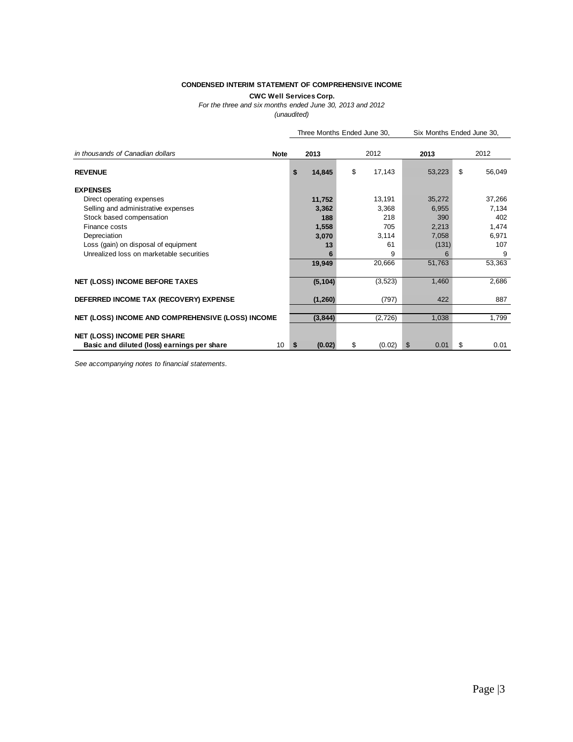**CONDENSED INTERIM STATEMENT OF COMPREHENSIVE INCOME**

**CWC Well Services Corp.**

*For the three and six months ended June 30, 2013 and 2012*

*(unaudited)*

| | | Three Months Ended June 30, | | Six Months Ended June 30, | |
|---|---|---|---|---|---|
| *in thousands of Canadian dollars* | **Note** | **2013** | 2012 | **2013** | 2012 |
| **REVENUE** | | **$ 14,845** | $ 17,143 | 53,223 | $ 56,049 |
| **EXPENSES** | | | | | |
| Direct operating expenses | | **11,752** | 13,191 | 35,272 | 37,266 |
| Selling and administrative expenses | | **3,362** | 3,368 | 6,955 | 7,134 |
| Stock based compensation | | **188** | 218 | 390 | 402 |
| Finance costs | | **1,558** | 705 | 2,213 | 1,474 |
| Depreciation | | **3,070** | 3,114 | 7,058 | 6,971 |
| Loss (gain) on disposal of equipment | | **13** | 61 | (131) | 107 |
| Unrealized loss on marketable securities | | **6** | 9 | 6 | 9 |
| | | **19,949** | 20,666 | 51,763 | 53,363 |
| **NET (LOSS) INCOME BEFORE TAXES** | | **(5,104)** | (3,523) | 1,460 | 2,686 |
| **DEFERRED INCOME TAX (RECOVERY) EXPENSE** | | **(1,260)** | (797) | 422 | 887 |
| **NET (LOSS) INCOME AND COMPREHENSIVE (LOSS) INCOME** | | **(3,844)** | (2,726) | 1,038 | 1,799 |
| **NET (LOSS) INCOME PER SHARE** | | | | | |
| **Basic and diluted (loss) earnings per share** | 10 | **$ (0.02)** | $ (0.02) | $ 0.01 | $ 0.01 |

*See accompanying notes to financial statements.*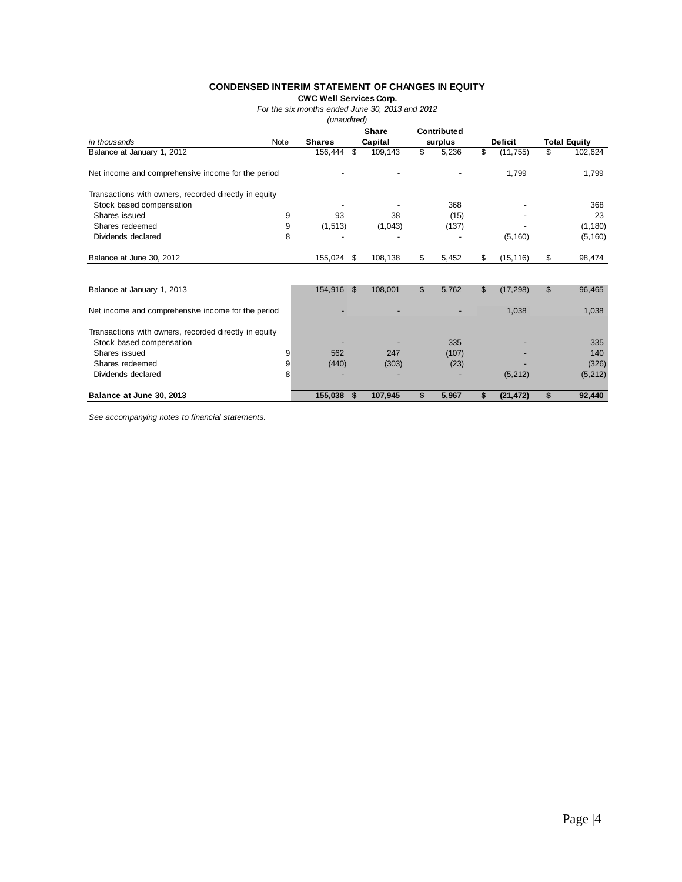# CONDENSED INTERIM STATEMENT OF CHANGES IN EQUITY

**CWC Well Services Corp.**

*For the six months ended June 30, 2013 and 2012*

*(unaudited)*

| *in thousands* | Note | Shares | Share Capital | Contributed surplus | Deficit | Total Equity |
|---|---|---|---|---|---|---|
| Balance at January 1, 2012 | | 156,444 | $ 109,143 | $ 5,236 | $ (11,755) | $ 102,624 |
| Net income and comprehensive income for the period | | - | - | - | 1,799 | 1,799 |
| Transactions with owners, recorded directly in equity | | | | | | |
| Stock based compensation | | - | - | 368 | - | 368 |
| Shares issued | 9 | 93 | 38 | (15) | - | 23 |
| Shares redeemed | 9 | (1,513) | (1,043) | (137) | - | (1,180) |
| Dividends declared | 8 | - | - | - | (5,160) | (5,160) |
| Balance at June 30, 2012 | | 155,024 | $ 108,138 | $ 5,452 | $ (15,116) | $ 98,474 |
| | | | | | | |
| Balance at January 1, 2013 | | 154,916 | $ 108,001 | $ 5,762 | $ (17,298) | $ 96,465 |
| Net income and comprehensive income for the period | | - | - | - | 1,038 | 1,038 |
| Transactions with owners, recorded directly in equity | | | | | | |
| Stock based compensation | | - | - | 335 | - | 335 |
| Shares issued | 9 | 562 | 247 | (107) | - | 140 |
| Shares redeemed | 9 | (440) | (303) | (23) | - | (326) |
| Dividends declared | 8 | - | - | - | (5,212) | (5,212) |
| **Balance at June 30, 2013** | | **155,038** | **$ 107,945** | **$ 5,967** | **$ (21,472)** | **$ 92,440** |

*See accompanying notes to financial statements.*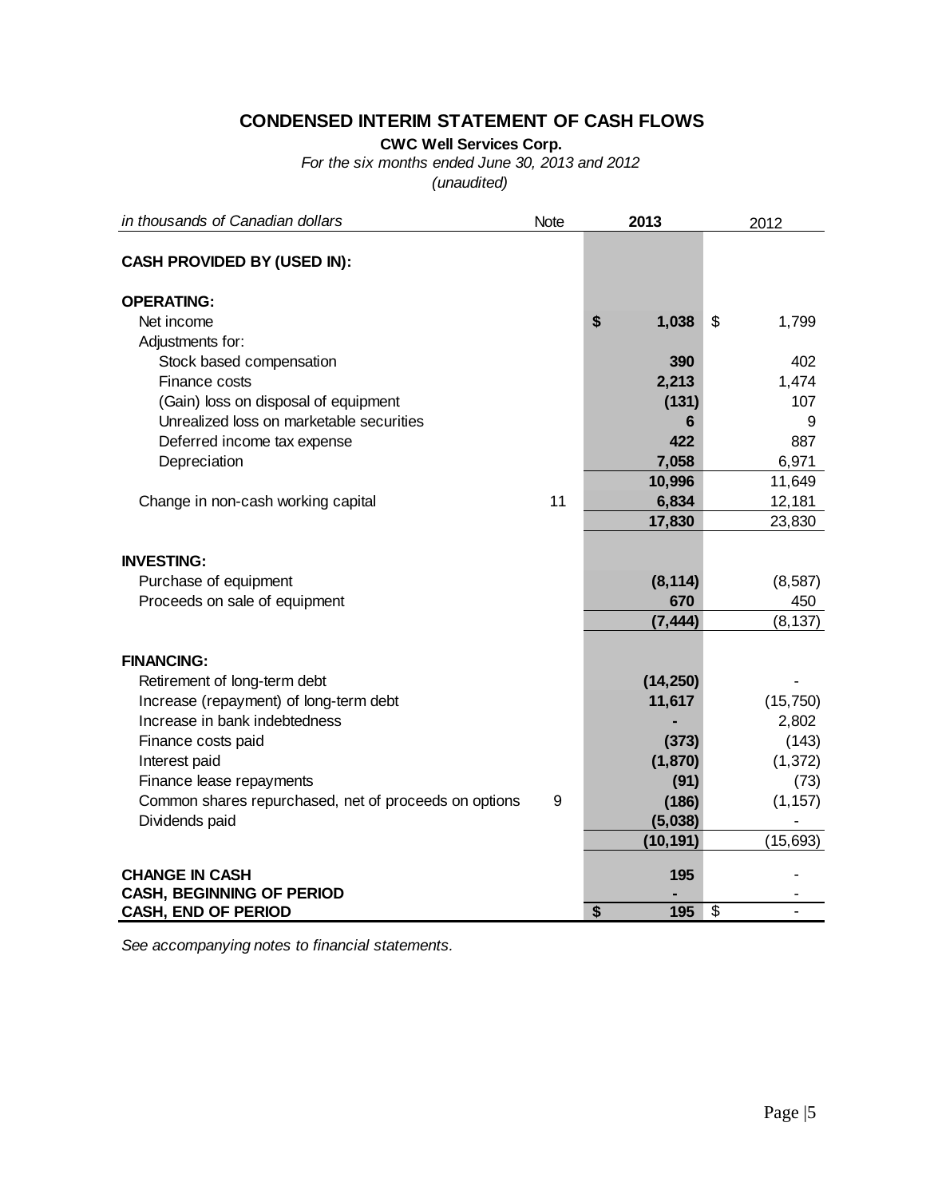# CONDENSED INTERIM STATEMENT OF CASH FLOWS

**CWC Well Services Corp.**

*For the six months ended June 30, 2013 and 2012*

*(unaudited)*

| *in thousands of Canadian dollars* | Note | 2013 | 2012 |
|---|---|---|---|
| **CASH PROVIDED BY (USED IN):** | | | |
| **OPERATING:** | | | |
| Net income | | **$ 1,038** | $ 1,799 |
| Adjustments for: | | | |
| Stock based compensation | | **390** | 402 |
| Finance costs | | **2,213** | 1,474 |
| (Gain) loss on disposal of equipment | | **(131)** | 107 |
| Unrealized loss on marketable securities | | **6** | 9 |
| Deferred income tax expense | | **422** | 887 |
| Depreciation | | **7,058** | 6,971 |
| | | **10,996** | 11,649 |
| Change in non-cash working capital | 11 | **6,834** | 12,181 |
| | | **17,830** | 23,830 |
| **INVESTING:** | | | |
| Purchase of equipment | | **(8,114)** | (8,587) |
| Proceeds on sale of equipment | | **670** | 450 |
| | | **(7,444)** | (8,137) |
| **FINANCING:** | | | |
| Retirement of long-term debt | | **(14,250)** | - |
| Increase (repayment) of long-term debt | | **11,617** | (15,750) |
| Increase in bank indebtedness | | **-** | 2,802 |
| Finance costs paid | | **(373)** | (143) |
| Interest paid | | **(1,870)** | (1,372) |
| Finance lease repayments | | **(91)** | (73) |
| Common shares repurchased, net of proceeds on options | 9 | **(186)** | (1,157) |
| Dividends paid | | **(5,038)** | - |
| | | **(10,191)** | (15,693) |
| **CHANGE IN CASH** | | **195** | - |
| **CASH, BEGINNING OF PERIOD** | | **-** | - |
| **CASH, END OF PERIOD** | | **$ 195** | $ - |

*See accompanying notes to financial statements.*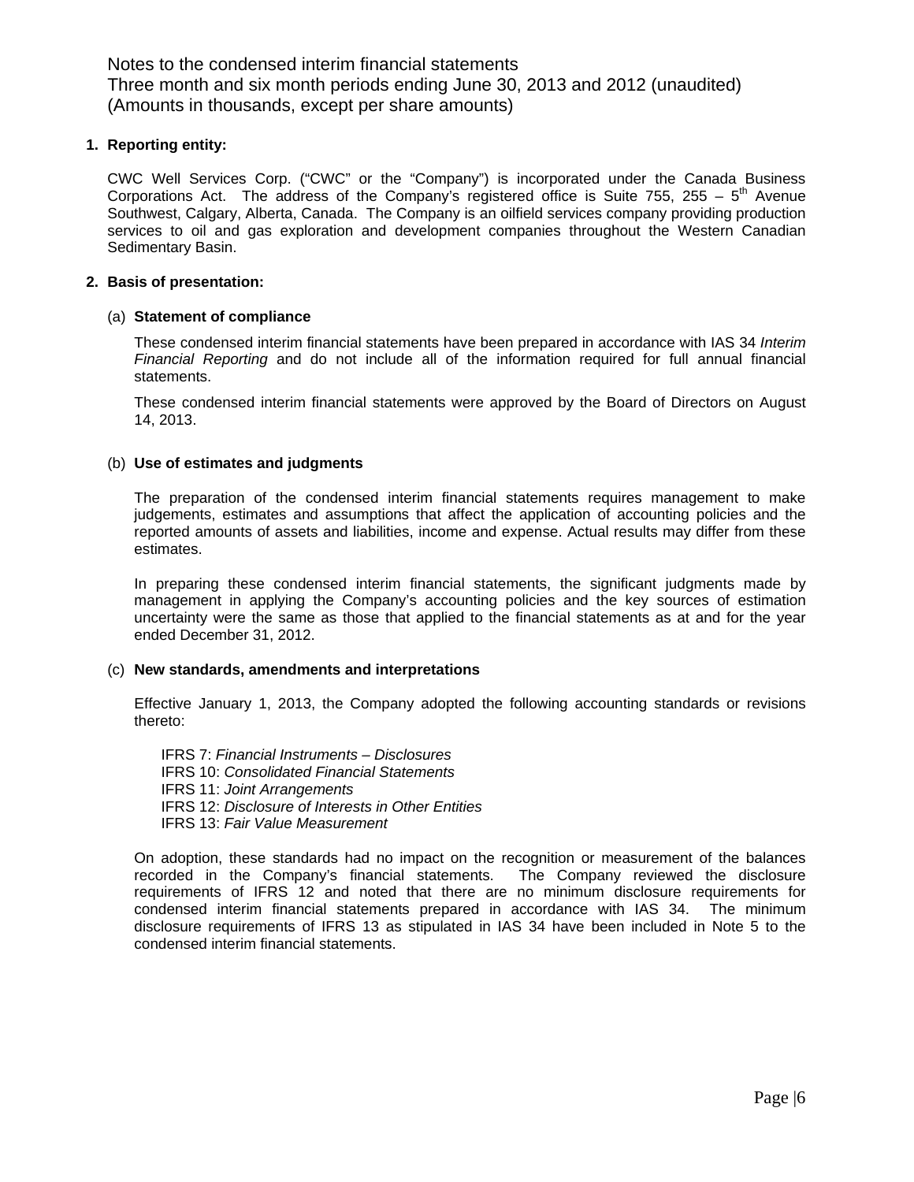Notes to the condensed interim financial statements
Three month and six month periods ending June 30, 2013 and 2012 (unaudited)
(Amounts in thousands, except per share amounts)

## 1. Reporting entity:

CWC Well Services Corp. ("CWC" or the "Company") is incorporated under the Canada Business Corporations Act. The address of the Company's registered office is Suite 755, 255 – 5th Avenue Southwest, Calgary, Alberta, Canada. The Company is an oilfield services company providing production services to oil and gas exploration and development companies throughout the Western Canadian Sedimentary Basin.

## 2. Basis of presentation:

### (a) Statement of compliance

These condensed interim financial statements have been prepared in accordance with IAS 34 *Interim Financial Reporting* and do not include all of the information required for full annual financial statements.

These condensed interim financial statements were approved by the Board of Directors on August 14, 2013.

### (b) Use of estimates and judgments

The preparation of the condensed interim financial statements requires management to make judgements, estimates and assumptions that affect the application of accounting policies and the reported amounts of assets and liabilities, income and expense. Actual results may differ from these estimates.

In preparing these condensed interim financial statements, the significant judgments made by management in applying the Company's accounting policies and the key sources of estimation uncertainty were the same as those that applied to the financial statements as at and for the year ended December 31, 2012.

### (c) New standards, amendments and interpretations

Effective January 1, 2013, the Company adopted the following accounting standards or revisions thereto:

IFRS 7: *Financial Instruments – Disclosures*
IFRS 10: *Consolidated Financial Statements*
IFRS 11: *Joint Arrangements*
IFRS 12: *Disclosure of Interests in Other Entities*
IFRS 13: *Fair Value Measurement*

On adoption, these standards had no impact on the recognition or measurement of the balances recorded in the Company's financial statements. The Company reviewed the disclosure requirements of IFRS 12 and noted that there are no minimum disclosure requirements for condensed interim financial statements prepared in accordance with IAS 34. The minimum disclosure requirements of IFRS 13 as stipulated in IAS 34 have been included in Note 5 to the condensed interim financial statements.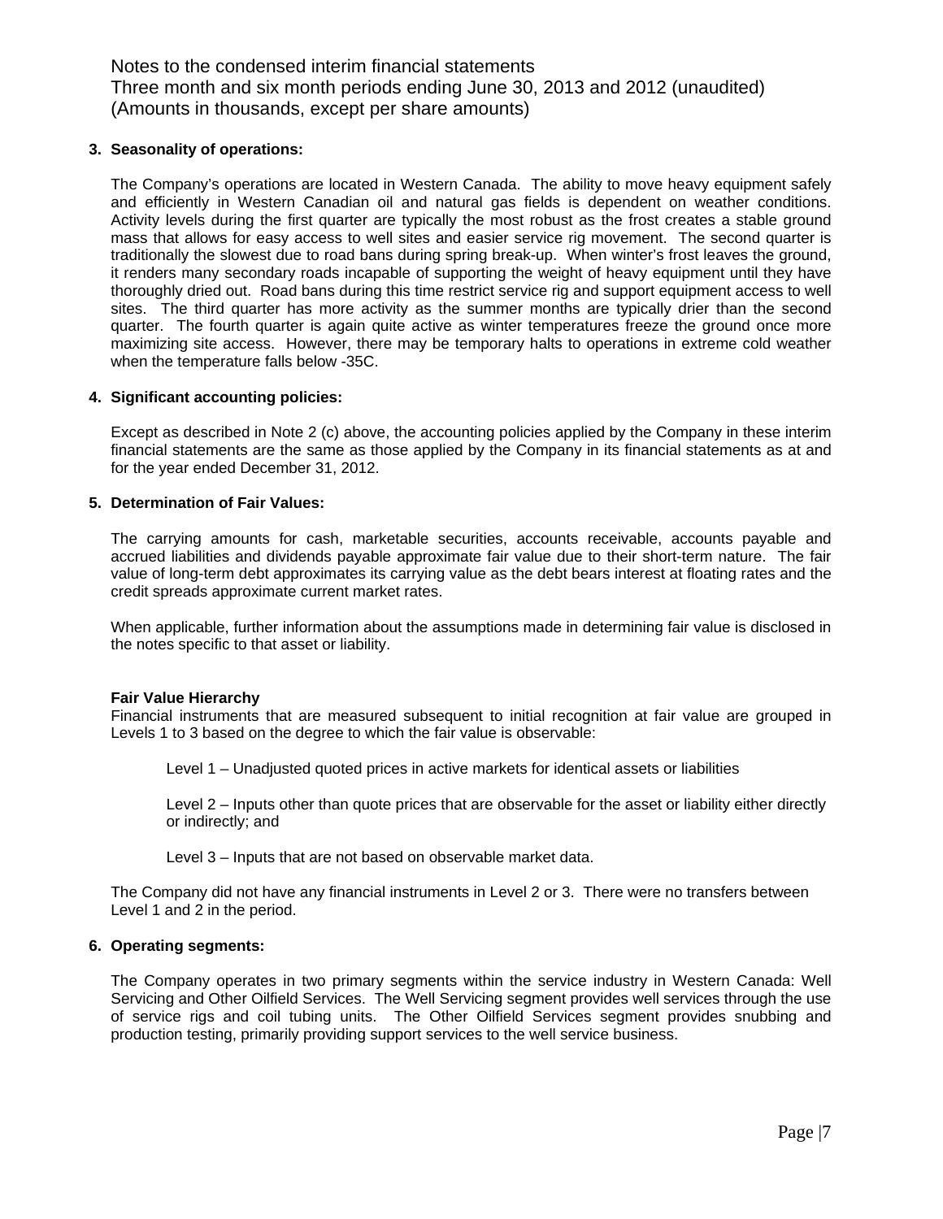### 3. Seasonality of operations:

The Company's operations are located in Western Canada. The ability to move heavy equipment safely and efficiently in Western Canadian oil and natural gas fields is dependent on weather conditions. Activity levels during the first quarter are typically the most robust as the frost creates a stable ground mass that allows for easy access to well sites and easier service rig movement. The second quarter is traditionally the slowest due to road bans during spring break-up. When winter's frost leaves the ground, it renders many secondary roads incapable of supporting the weight of heavy equipment until they have thoroughly dried out. Road bans during this time restrict service rig and support equipment access to well sites. The third quarter has more activity as the summer months are typically drier than the second quarter. The fourth quarter is again quite active as winter temperatures freeze the ground once more maximizing site access. However, there may be temporary halts to operations in extreme cold weather when the temperature falls below -35C.

### 4. Significant accounting policies:

Except as described in Note 2 (c) above, the accounting policies applied by the Company in these interim financial statements are the same as those applied by the Company in its financial statements as at and for the year ended December 31, 2012.

### 5. Determination of Fair Values:

The carrying amounts for cash, marketable securities, accounts receivable, accounts payable and accrued liabilities and dividends payable approximate fair value due to their short-term nature. The fair value of long-term debt approximates its carrying value as the debt bears interest at floating rates and the credit spreads approximate current market rates.

When applicable, further information about the assumptions made in determining fair value is disclosed in the notes specific to that asset or liability.

**Fair Value Hierarchy**

Financial instruments that are measured subsequent to initial recognition at fair value are grouped in Levels 1 to 3 based on the degree to which the fair value is observable:

Level 1 – Unadjusted quoted prices in active markets for identical assets or liabilities

Level 2 – Inputs other than quote prices that are observable for the asset or liability either directly or indirectly; and

Level 3 – Inputs that are not based on observable market data.

The Company did not have any financial instruments in Level 2 or 3. There were no transfers between Level 1 and 2 in the period.

### 6. Operating segments:

The Company operates in two primary segments within the service industry in Western Canada: Well Servicing and Other Oilfield Services. The Well Servicing segment provides well services through the use of service rigs and coil tubing units. The Other Oilfield Services segment provides snubbing and production testing, primarily providing support services to the well service business.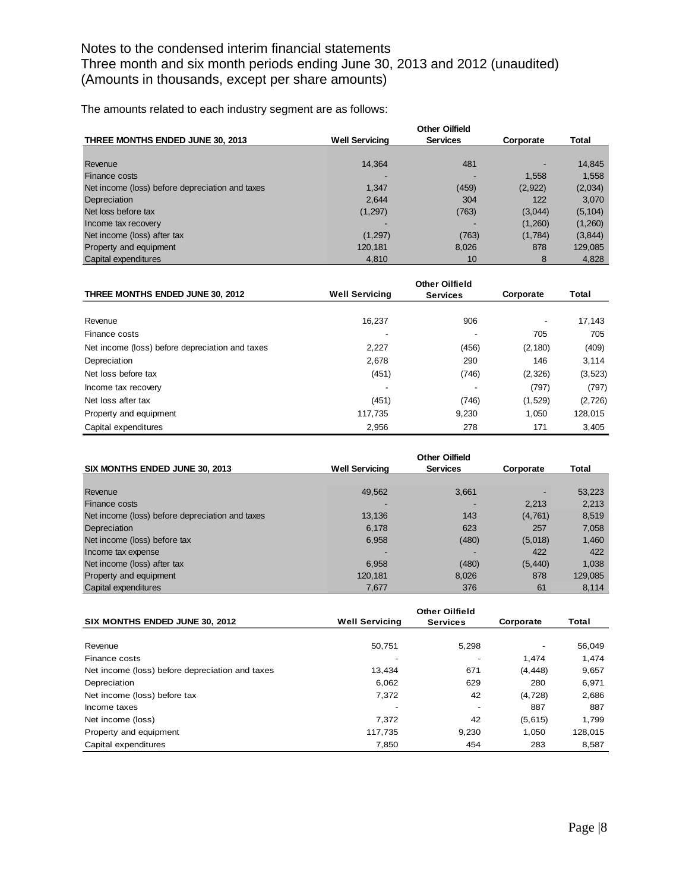Notes to the condensed interim financial statements
Three month and six month periods ending June 30, 2013 and 2012 (unaudited)
(Amounts in thousands, except per share amounts)

The amounts related to each industry segment are as follows:

| THREE MONTHS ENDED JUNE 30, 2013 | Well Servicing | Other Oilfield Services | Corporate | Total |
|---|---|---|---|---|
| Revenue | 14,364 | 481 | - | 14,845 |
| Finance costs | - | - | 1,558 | 1,558 |
| Net income (loss) before depreciation and taxes | 1,347 | (459) | (2,922) | (2,034) |
| Depreciation | 2,644 | 304 | 122 | 3,070 |
| Net loss before tax | (1,297) | (763) | (3,044) | (5,104) |
| Income tax recovery | - | - | (1,260) | (1,260) |
| Net income (loss) after tax | (1,297) | (763) | (1,784) | (3,844) |
| Property and equipment | 120,181 | 8,026 | 878 | 129,085 |
| Capital expenditures | 4,810 | 10 | 8 | 4,828 |

| THREE MONTHS ENDED JUNE 30, 2012 | Well Servicing | Other Oilfield Services | Corporate | Total |
|---|---|---|---|---|
| Revenue | 16,237 | 906 | - | 17,143 |
| Finance costs | - | - | 705 | 705 |
| Net income (loss) before depreciation and taxes | 2,227 | (456) | (2,180) | (409) |
| Depreciation | 2,678 | 290 | 146 | 3,114 |
| Net loss before tax | (451) | (746) | (2,326) | (3,523) |
| Income tax recovery | - | - | (797) | (797) |
| Net loss after tax | (451) | (746) | (1,529) | (2,726) |
| Property and equipment | 117,735 | 9,230 | 1,050 | 128,015 |
| Capital expenditures | 2,956 | 278 | 171 | 3,405 |

| SIX MONTHS ENDED JUNE 30, 2013 | Well Servicing | Other Oilfield Services | Corporate | Total |
|---|---|---|---|---|
| Revenue | 49,562 | 3,661 | - | 53,223 |
| Finance costs | - | - | 2,213 | 2,213 |
| Net income (loss) before depreciation and taxes | 13,136 | 143 | (4,761) | 8,519 |
| Depreciation | 6,178 | 623 | 257 | 7,058 |
| Net income (loss) before tax | 6,958 | (480) | (5,018) | 1,460 |
| Income tax expense | - | - | 422 | 422 |
| Net income (loss) after tax | 6,958 | (480) | (5,440) | 1,038 |
| Property and equipment | 120,181 | 8,026 | 878 | 129,085 |
| Capital expenditures | 7,677 | 376 | 61 | 8,114 |

| SIX MONTHS ENDED JUNE 30, 2012 | Well Servicing | Other Oilfield Services | Corporate | Total |
|---|---|---|---|---|
| Revenue | 50,751 | 5,298 | - | 56,049 |
| Finance costs | - | - | 1,474 | 1,474 |
| Net income (loss) before depreciation and taxes | 13,434 | 671 | (4,448) | 9,657 |
| Depreciation | 6,062 | 629 | 280 | 6,971 |
| Net income (loss) before tax | 7,372 | 42 | (4,728) | 2,686 |
| Income taxes | - | - | 887 | 887 |
| Net income (loss) | 7,372 | 42 | (5,615) | 1,799 |
| Property and equipment | 117,735 | 9,230 | 1,050 | 128,015 |
| Capital expenditures | 7,850 | 454 | 283 | 8,587 |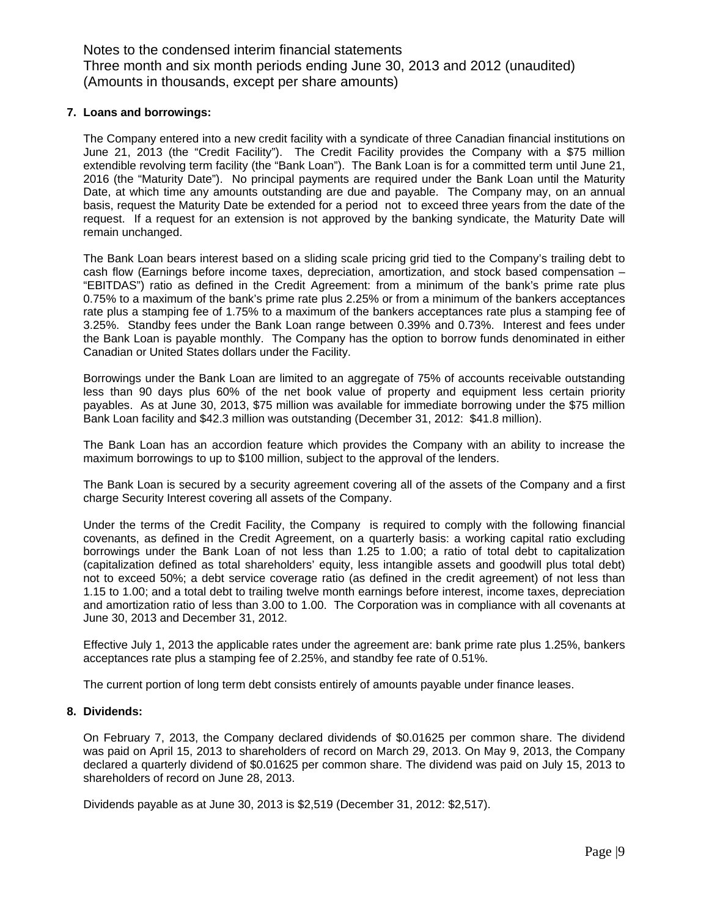## 7. Loans and borrowings:

The Company entered into a new credit facility with a syndicate of three Canadian financial institutions on June 21, 2013 (the "Credit Facility"). The Credit Facility provides the Company with a $75 million extendible revolving term facility (the "Bank Loan"). The Bank Loan is for a committed term until June 21, 2016 (the "Maturity Date"). No principal payments are required under the Bank Loan until the Maturity Date, at which time any amounts outstanding are due and payable. The Company may, on an annual basis, request the Maturity Date be extended for a period not to exceed three years from the date of the request. If a request for an extension is not approved by the banking syndicate, the Maturity Date will remain unchanged.

The Bank Loan bears interest based on a sliding scale pricing grid tied to the Company's trailing debt to cash flow (Earnings before income taxes, depreciation, amortization, and stock based compensation – "EBITDAS") ratio as defined in the Credit Agreement: from a minimum of the bank's prime rate plus 0.75% to a maximum of the bank's prime rate plus 2.25% or from a minimum of the bankers acceptances rate plus a stamping fee of 1.75% to a maximum of the bankers acceptances rate plus a stamping fee of 3.25%. Standby fees under the Bank Loan range between 0.39% and 0.73%. Interest and fees under the Bank Loan is payable monthly. The Company has the option to borrow funds denominated in either Canadian or United States dollars under the Facility.

Borrowings under the Bank Loan are limited to an aggregate of 75% of accounts receivable outstanding less than 90 days plus 60% of the net book value of property and equipment less certain priority payables. As at June 30, 2013, $75 million was available for immediate borrowing under the $75 million Bank Loan facility and $42.3 million was outstanding (December 31, 2012: $41.8 million).

The Bank Loan has an accordion feature which provides the Company with an ability to increase the maximum borrowings to up to $100 million, subject to the approval of the lenders.

The Bank Loan is secured by a security agreement covering all of the assets of the Company and a first charge Security Interest covering all assets of the Company.

Under the terms of the Credit Facility, the Company is required to comply with the following financial covenants, as defined in the Credit Agreement, on a quarterly basis: a working capital ratio excluding borrowings under the Bank Loan of not less than 1.25 to 1.00; a ratio of total debt to capitalization (capitalization defined as total shareholders' equity, less intangible assets and goodwill plus total debt) not to exceed 50%; a debt service coverage ratio (as defined in the credit agreement) of not less than 1.15 to 1.00; and a total debt to trailing twelve month earnings before interest, income taxes, depreciation and amortization ratio of less than 3.00 to 1.00. The Corporation was in compliance with all covenants at June 30, 2013 and December 31, 2012.

Effective July 1, 2013 the applicable rates under the agreement are: bank prime rate plus 1.25%, bankers acceptances rate plus a stamping fee of 2.25%, and standby fee rate of 0.51%.

The current portion of long term debt consists entirely of amounts payable under finance leases.

## 8. Dividends:

On February 7, 2013, the Company declared dividends of $0.01625 per common share. The dividend was paid on April 15, 2013 to shareholders of record on March 29, 2013. On May 9, 2013, the Company declared a quarterly dividend of $0.01625 per common share. The dividend was paid on July 15, 2013 to shareholders of record on June 28, 2013.

Dividends payable as at June 30, 2013 is $2,519 (December 31, 2012: $2,517).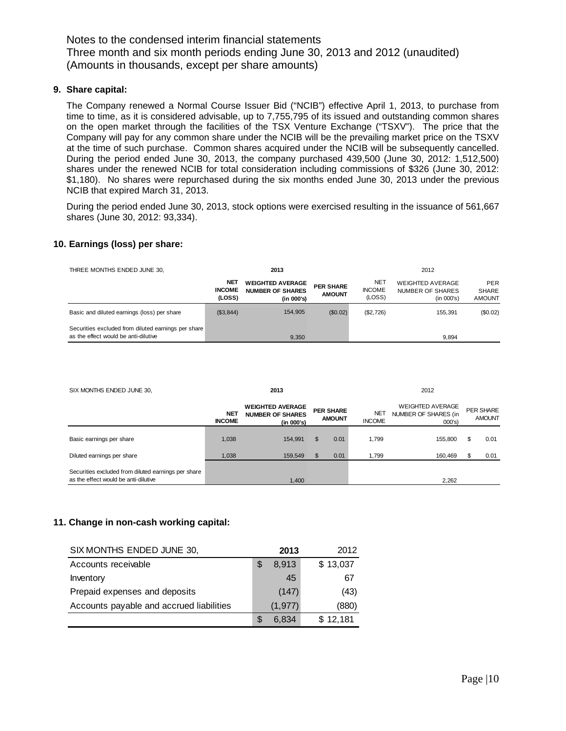Notes to the condensed interim financial statements
Three month and six month periods ending June 30, 2013 and 2012 (unaudited)
(Amounts in thousands, except per share amounts)

**9. Share capital:**

The Company renewed a Normal Course Issuer Bid ("NCIB") effective April 1, 2013, to purchase from time to time, as it is considered advisable, up to 7,755,795 of its issued and outstanding common shares on the open market through the facilities of the TSX Venture Exchange ("TSXV"). The price that the Company will pay for any common share under the NCIB will be the prevailing market price on the TSXV at the time of such purchase. Common shares acquired under the NCIB will be subsequently cancelled. During the period ended June 30, 2013, the company purchased 439,500 (June 30, 2012: 1,512,500) shares under the renewed NCIB for total consideration including commissions of $326 (June 30, 2012: $1,180). No shares were repurchased during the six months ended June 30, 2013 under the previous NCIB that expired March 31, 2013.

During the period ended June 30, 2013, stock options were exercised resulting in the issuance of 561,667 shares (June 30, 2012: 93,334).

**10. Earnings (loss) per share:**

| THREE MONTHS ENDED JUNE 30, | 2013 | | | 2012 | | |
|---|---|---|---|---|---|---|
| | **NET INCOME (LOSS)** | **WEIGHTED AVERAGE NUMBER OF SHARES (in 000's)** | **PER SHARE AMOUNT** | NET INCOME (LOSS) | WEIGHTED AVERAGE NUMBER OF SHARES (in 000's) | PER SHARE AMOUNT |
| Basic and diluted earnings (loss) per share | ($3,844) | 154,905 | ($0.02) | ($2,726) | 155,391 | ($0.02) |
| Securities excluded from diluted earnings per share as the effect would be anti-dilutive | | 9,350 | | | 9,894 | |

| SIX MONTHS ENDED JUNE 30, | 2013 | | | 2012 | | |
|---|---|---|---|---|---|---|
| | **NET INCOME** | **WEIGHTED AVERAGE NUMBER OF SHARES (in 000's)** | **PER SHARE AMOUNT** | NET INCOME | WEIGHTED AVERAGE NUMBER OF SHARES (in 000's) | PER SHARE AMOUNT |
| Basic earnings per share | 1,038 | 154,991 | $ 0.01 | 1,799 | 155,800 | $ 0.01 |
| Diluted earnings per share | 1,038 | 159,549 | $ 0.01 | 1,799 | 160,469 | $ 0.01 |
| Securities excluded from diluted earnings per share as the effect would be anti-dilutive | | 1,400 | | | 2,262 | |

**11. Change in non-cash working capital:**

| SIX MONTHS ENDED JUNE 30, | **2013** | 2012 |
|---|---|---|
| Accounts receivable | $ 8,913 | $ 13,037 |
| Inventory | 45 | 67 |
| Prepaid expenses and deposits | (147) | (43) |
| Accounts payable and accrued liabilities | (1,977) | (880) |
| | $ 6,834 | $ 12,181 |